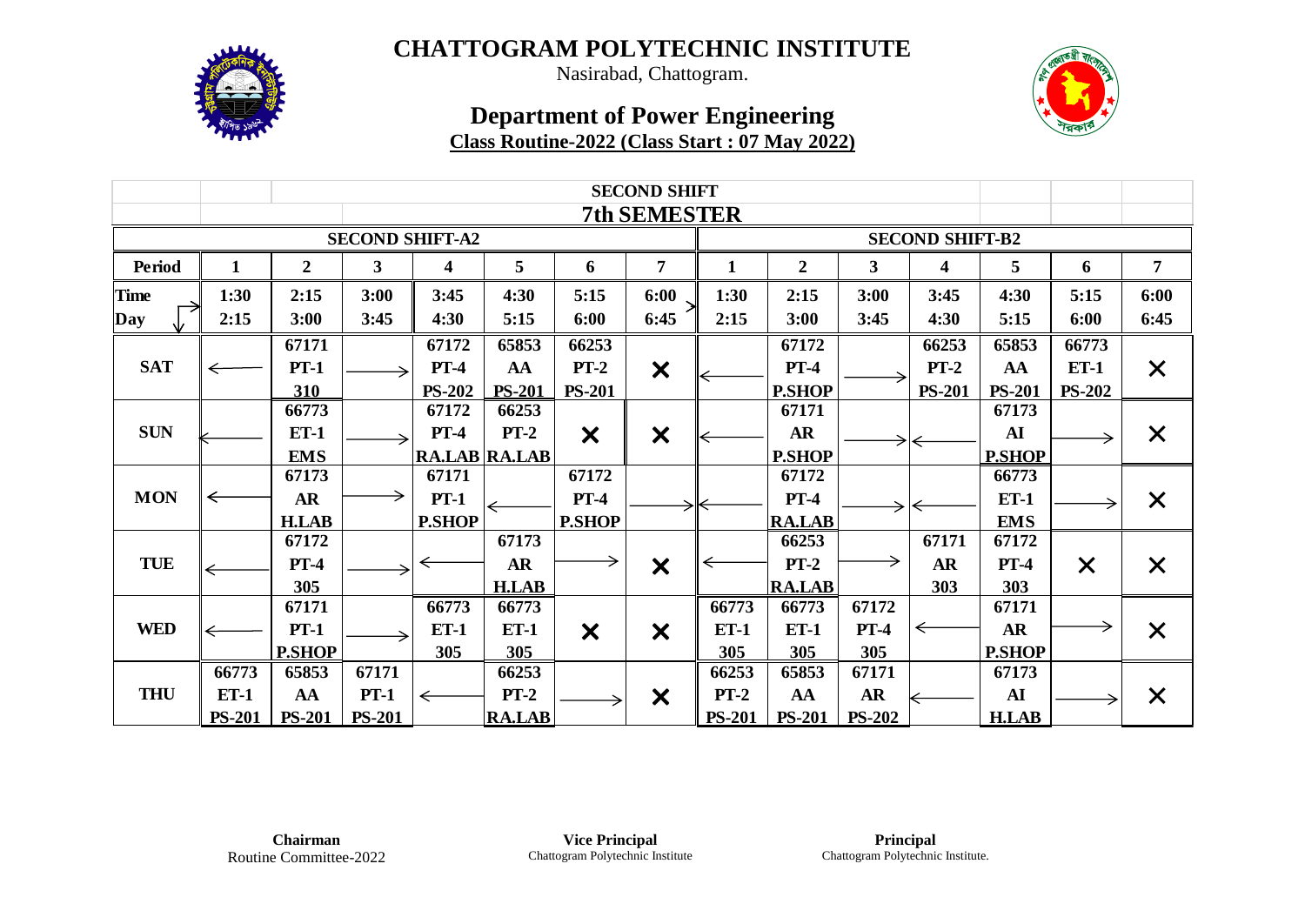# CHATTOGRAM POLYTECHNIC INSTITUTE

Nasirabad, Chattogram.

## Department of Power Engineering

**Class Routine-2022 (Class Start : 07 May 2022)**

| | | | | | | | SECOND SHIFT | | | | | | | |
|---|---|---|---|---|---|---|---|---|---|---|---|---|---|---|
| | | | | | | | 7th SEMESTER | | | | | | | |
| | SECOND SHIFT-A2 | | | | | | | SECOND SHIFT-B2 | | | | | | |
| **Period** | **1** | **2** | **3** | **4** | **5** | **6** | **7** | **1** | **2** | **3** | **4** | **5** | **6** | **7** |
| **Time / Day** | 1:30 - 2:15 | 2:15 - 3:00 | 3:00 - 3:45 | 3:45 - 4:30 | 4:30 - 5:15 | 5:15 - 6:00 | 6:00 - 6:45 | 1:30 - 2:15 | 2:15 - 3:00 | 3:00 - 3:45 | 3:45 - 4:30 | 4:30 - 5:15 | 5:15 - 6:00 | 6:00 - 6:45 |
| **SAT** | ← | 67171 PT-1 310 | → | 67172 PT-4 PS-202 | 65853 AA PS-201 | 66253 PT-2 PS-201 | × | ← | 67172 PT-4 P.SHOP | → | 66253 PT-2 PS-201 | 65853 AA PS-201 | 66773 ET-1 PS-202 | × |
| **SUN** | ← | 66773 ET-1 EMS | → | 67172 PT-4 RA.LAB | 66253 PT-2 RA.LAB | × | × | ← | 67171 AR P.SHOP | → | ← | 67173 AI P.SHOP | → | × |
| **MON** | ← | 67173 AR H.LAB | → | 67171 PT-1 P.SHOP | ← | 67172 PT-4 P.SHOP | → | ← | 67172 PT-4 RA.LAB | → | ← | 66773 ET-1 EMS | → | × |
| **TUE** | ← | 67172 PT-4 305 | → | ← | 67173 AR H.LAB | → | × | ← | 66253 PT-2 RA.LAB | → | 67171 AR 303 | 67172 PT-4 303 | × | × |
| **WED** | ← | 67171 PT-1 P.SHOP | → | 66773 ET-1 305 | 66773 ET-1 305 | × | × | 66773 ET-1 305 | 66773 ET-1 305 | 67172 PT-4 305 | ← | 67171 AR P.SHOP | → | × |
| **THU** | 66773 ET-1 PS-201 | 65853 AA PS-201 | 67171 PT-1 PS-201 | ← | 66253 PT-2 RA.LAB | → | × | 66253 PT-2 PS-201 | 65853 AA PS-201 | 67171 AR PS-202 | ← | 67173 AI H.LAB | → | × |

**Chairman**
Routine Committee-2022

**Vice Principal**
Chattogram Polytechnic Institute

**Principal**
Chattogram Polytechnic Institute.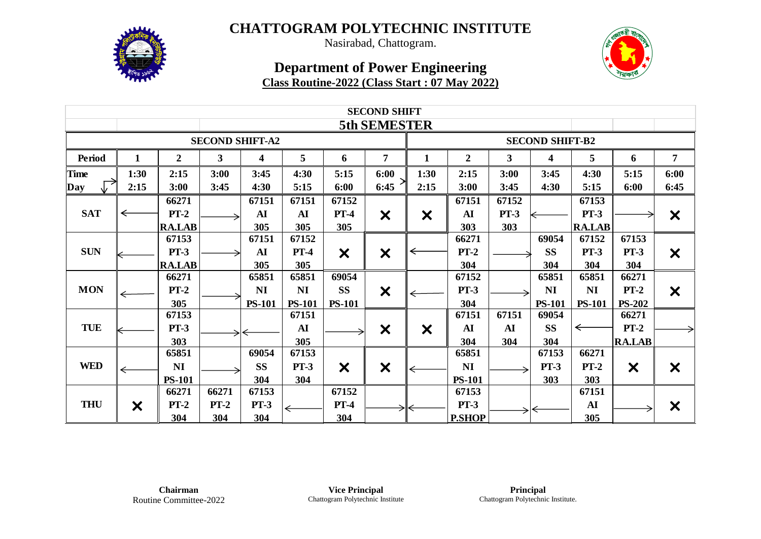# CHATTOGRAM POLYTECHNIC INSTITUTE

Nasirabad, Chattogram.

## Department of Power Engineering

**Class Routine-2022 (Class Start : 07 May 2022)**

| SECOND SHIFT | | | | | | | | | | | | | | |
|---|---|---|---|---|---|---|---|---|---|---|---|---|---|---|
| **5th SEMESTER** | | | | | | | | | | | | | | |
| **SECOND SHIFT-A2** | | | | | | | | **SECOND SHIFT-B2** | | | | | | |
| **Period** | **1** | **2** | **3** | **4** | **5** | **6** | **7** | **1** | **2** | **3** | **4** | **5** | **6** | **7** |
| **Time / Day** | 1:30 2:15 | 2:15 3:00 | 3:00 3:45 | 3:45 4:30 | 4:30 5:15 | 5:15 6:00 | 6:00 6:45 | 1:30 2:15 | 2:15 3:00 | 3:00 3:45 | 3:45 4:30 | 4:30 5:15 | 5:15 6:00 | 6:00 6:45 |
| **SAT** | ← | 66271 PT-2 RA.LAB | → | 67151 AI 305 | 67151 AI 305 | 67152 PT-4 305 | × | × | 67151 AI 303 | 67152 PT-3 303 | ← | 67153 PT-3 RA.LAB | → | × |
| **SUN** | ← | 67153 PT-3 RA.LAB | → | 67151 AI 305 | 67152 PT-4 305 | × | × | ← | 66271 PT-2 304 | → | 69054 SS 304 | 67152 PT-3 304 | 67153 PT-3 304 | × |
| **MON** | ← | 66271 PT-2 305 | → | 65851 NI PS-101 | 65851 NI PS-101 | 69054 SS PS-101 | × | ← | 67152 PT-3 304 | → | 65851 NI PS-101 | 65851 NI PS-101 | 66271 PT-2 PS-202 | × |
| **TUE** | ← | 67153 PT-3 303 | → | ← | 67151 AI 305 | → | × | × | 67151 AI 304 | 67151 AI 304 | 69054 SS 304 | ← | 66271 PT-2 RA.LAB | → |
| **WED** | ← | 65851 NI PS-101 | → | 69054 SS 304 | 67153 PT-3 304 | × | × | ← | 65851 NI PS-101 | → | 67153 PT-3 303 | 66271 PT-2 303 | × | × |
| **THU** | × | 66271 PT-2 304 | 66271 PT-2 304 | 67153 PT-3 304 | ← | 67152 PT-4 304 | → | ← | 67153 PT-3 P.SHOP | → | ← | 67151 AI 305 | → | × |

**Chairman**
Routine Committee-2022

**Vice Principal**
Chattogram Polytechnic Institute

**Principal**
Chattogram Polytechnic Institute.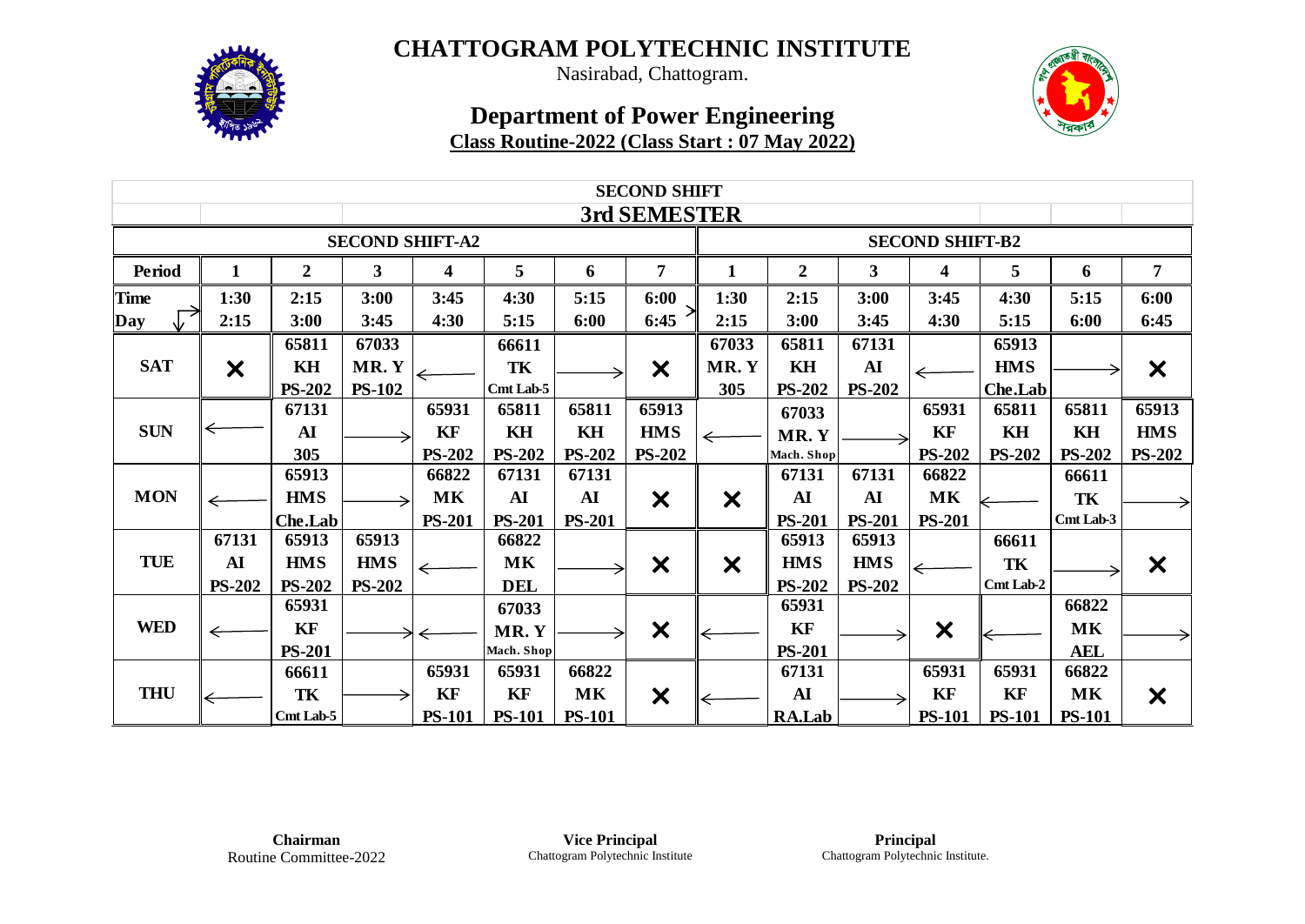# CHATTOGRAM POLYTECHNIC INSTITUTE

Nasirabad, Chattogram.

## Department of Power Engineering

**Class Routine-2022 (Class Start : 07 May 2022)**

| SECOND SHIFT | | | | | | | | | | | | | | |
|---|---|---|---|---|---|---|---|---|---|---|---|---|---|---|
| **3rd SEMESTER** | | | | | | | | | | | | | | |
| | **SECOND SHIFT-A2** | | | | | | | **SECOND SHIFT-B2** | | | | | | |
| **Period** | **1** | **2** | **3** | **4** | **5** | **6** | **7** | **1** | **2** | **3** | **4** | **5** | **6** | **7** |
| **Time / Day** | 1:30 - 2:15 | 2:15 - 3:00 | 3:00 - 3:45 | 3:45 - 4:30 | 4:30 - 5:15 | 5:15 - 6:00 | 6:00 - 6:45 | 1:30 - 2:15 | 2:15 - 3:00 | 3:00 - 3:45 | 3:45 - 4:30 | 4:30 - 5:15 | 5:15 - 6:00 | 6:00 - 6:45 |
| **SAT** | × | 65811 KH PS-202 | 67033 MR. Y PS-102 | ← | 66611 TK Cmt Lab-5 | → | × | 67033 MR. Y 305 | 65811 KH PS-202 | 67131 AI PS-202 | ← | 65913 HMS Che.Lab | → | × |
| **SUN** | ← | 67131 AI 305 | → | 65931 KF PS-202 | 65811 KH PS-202 | 65811 KH PS-202 | 65913 HMS PS-202 | ← | 67033 MR. Y Mach. Shop | → | 65931 KF PS-202 | 65811 KH PS-202 | 65811 KH PS-202 | 65913 HMS PS-202 |
| **MON** | ← | 65913 HMS Che.Lab | → | 66822 MK PS-201 | 67131 AI PS-201 | 67131 AI PS-201 | × | × | 67131 AI PS-201 | 67131 AI PS-201 | 66822 MK PS-201 | ← | 66611 TK Cmt Lab-3 | → |
| **TUE** | 67131 AI PS-202 | 65913 HMS PS-202 | 65913 HMS PS-202 | ← | 66822 MK DEL | → | × | × | 65913 HMS PS-202 | 65913 HMS PS-202 | ← | 66611 TK Cmt Lab-2 | → | × |
| **WED** | ← | 65931 KF PS-201 | → | ← | 67033 MR. Y Mach. Shop | → | × | ← | 65931 KF PS-201 | → | × | ← | 66822 MK AEL | → |
| **THU** | ← | 66611 TK Cmt Lab-5 | → | 65931 KF PS-101 | 65931 KF PS-101 | 66822 MK PS-101 | × | ← | 67131 AI RA.Lab | → | 65931 KF PS-101 | 65931 KF PS-101 | 66822 MK PS-101 | × |

**Chairman**
Routine Committee-2022

**Vice Principal**
Chattogram Polytechnic Institute

**Principal**
Chattogram Polytechnic Institute.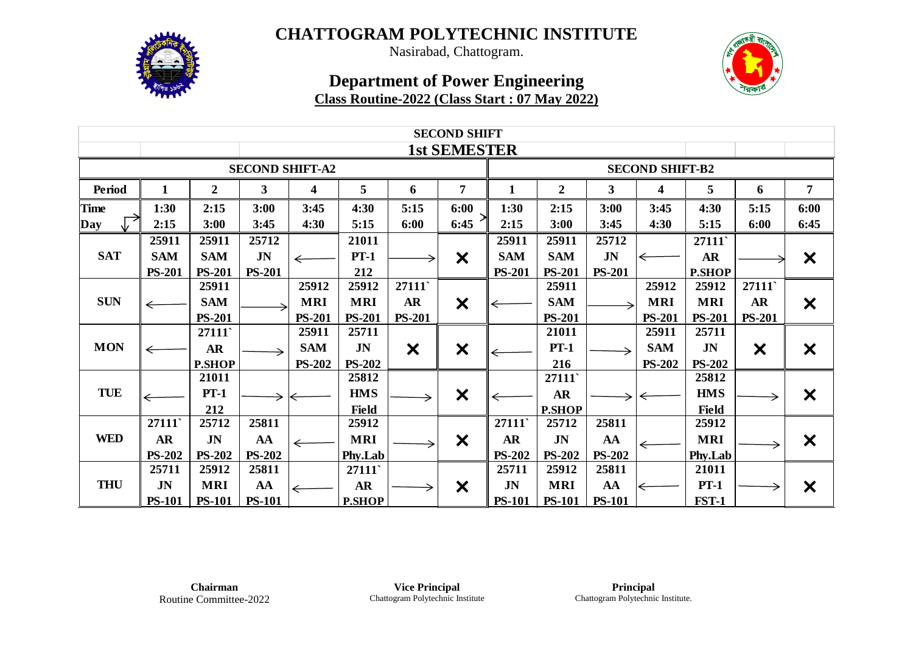# CHATTOGRAM POLYTECHNIC INSTITUTE

Nasirabad, Chattogram.

## Department of Power Engineering

**Class Routine-2022 (Class Start : 07 May 2022)**

| SECOND SHIFT | | | | | | | | | | | | | | |
|---|---|---|---|---|---|---|---|---|---|---|---|---|---|---|
| **1st SEMESTER** | | | | | | | | | | | | | | |
| | **SECOND SHIFT-A2** | | | | | | | **SECOND SHIFT-B2** | | | | | | |
| **Period** | **1** | **2** | **3** | **4** | **5** | **6** | **7** | **1** | **2** | **3** | **4** | **5** | **6** | **7** |
| **Time / Day** | 1:30 2:15 | 2:15 3:00 | 3:00 3:45 | 3:45 4:30 | 4:30 5:15 | 5:15 6:00 | 6:00 6:45 | 1:30 2:15 | 2:15 3:00 | 3:00 3:45 | 3:45 4:30 | 4:30 5:15 | 5:15 6:00 | 6:00 6:45 |
| **SAT** | 25911 SAM PS-201 | 25911 SAM PS-201 | 25712 JN PS-201 | ← | 21011 PT-1 212 | → | × | 25911 SAM PS-201 | 25911 SAM PS-201 | 25712 JN PS-201 | ← | 27111` AR P.SHOP | → | × |
| **SUN** | ← | 25911 SAM PS-201 | → | 25912 MRI PS-201 | 25912 MRI PS-201 | 27111` AR PS-201 | × | ← | 25911 SAM PS-201 | → | 25912 MRI PS-201 | 25912 MRI PS-201 | 27111` AR PS-201 | × |
| **MON** | ← | 27111` AR P.SHOP | → | 25911 SAM PS-202 | 25711 JN PS-202 | × | × | ← | 21011 PT-1 216 | → | 25911 SAM PS-202 | 25711 JN PS-202 | × | × |
| **TUE** | ← | 21011 PT-1 212 | → | ← | 25812 HMS Field | → | × | ← | 27111` AR P.SHOP | → | ← | 25812 HMS Field | → | × |
| **WED** | 27111` AR PS-202 | 25712 JN PS-202 | 25811 AA PS-202 | ← | 25912 MRI Phy.Lab | → | × | 27111` AR PS-202 | 25712 JN PS-202 | 25811 AA PS-202 | ← | 25912 MRI Phy.Lab | → | × |
| **THU** | 25711 JN PS-101 | 25912 MRI PS-101 | 25811 AA PS-101 | ← | 27111` AR P.SHOP | → | × | 25711 JN PS-101 | 25912 MRI PS-101 | 25811 AA PS-101 | ← | 21011 PT-1 FST-1 | → | × |

**Chairman**
Routine Committee-2022

**Vice Principal**
Chattogram Polytechnic Institute

**Principal**
Chattogram Polytechnic Institute.